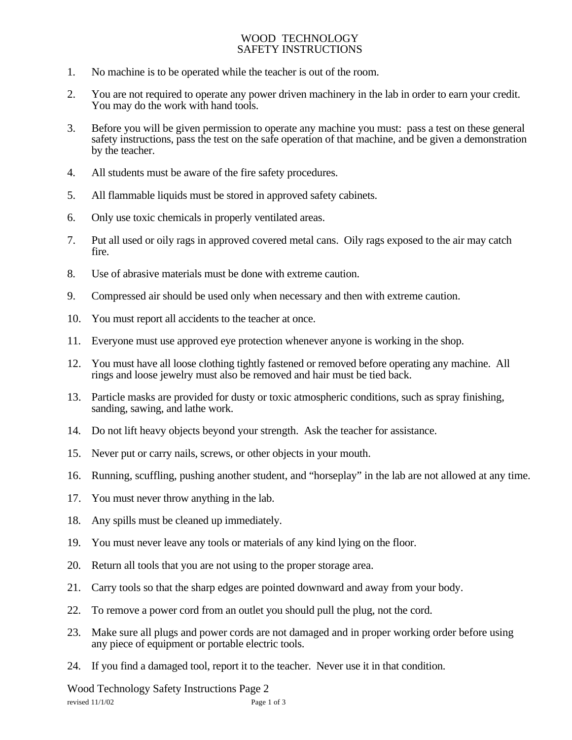# WOOD TECHNOLOGY
# SAFETY INSTRUCTIONS

1. No machine is to be operated while the teacher is out of the room.

2. You are not required to operate any power driven machinery in the lab in order to earn your credit. You may do the work with hand tools.

3. Before you will be given permission to operate any machine you must: pass a test on these general safety instructions, pass the test on the safe operation of that machine, and be given a demonstration by the teacher.

4. All students must be aware of the fire safety procedures.

5. All flammable liquids must be stored in approved safety cabinets.

6. Only use toxic chemicals in properly ventilated areas.

7. Put all used or oily rags in approved covered metal cans. Oily rags exposed to the air may catch fire.

8. Use of abrasive materials must be done with extreme caution.

9. Compressed air should be used only when necessary and then with extreme caution.

10. You must report all accidents to the teacher at once.

11. Everyone must use approved eye protection whenever anyone is working in the shop.

12. You must have all loose clothing tightly fastened or removed before operating any machine. All rings and loose jewelry must also be removed and hair must be tied back.

13. Particle masks are provided for dusty or toxic atmospheric conditions, such as spray finishing, sanding, sawing, and lathe work.

14. Do not lift heavy objects beyond your strength. Ask the teacher for assistance.

15. Never put or carry nails, screws, or other objects in your mouth.

16. Running, scuffling, pushing another student, and "horseplay" in the lab are not allowed at any time.

17. You must never throw anything in the lab.

18. Any spills must be cleaned up immediately.

19. You must never leave any tools or materials of any kind lying on the floor.

20. Return all tools that you are not using to the proper storage area.

21. Carry tools so that the sharp edges are pointed downward and away from your body.

22. To remove a power cord from an outlet you should pull the plug, not the cord.

23. Make sure all plugs and power cords are not damaged and in proper working order before using any piece of equipment or portable electric tools.

24. If you find a damaged tool, report it to the teacher. Never use it in that condition.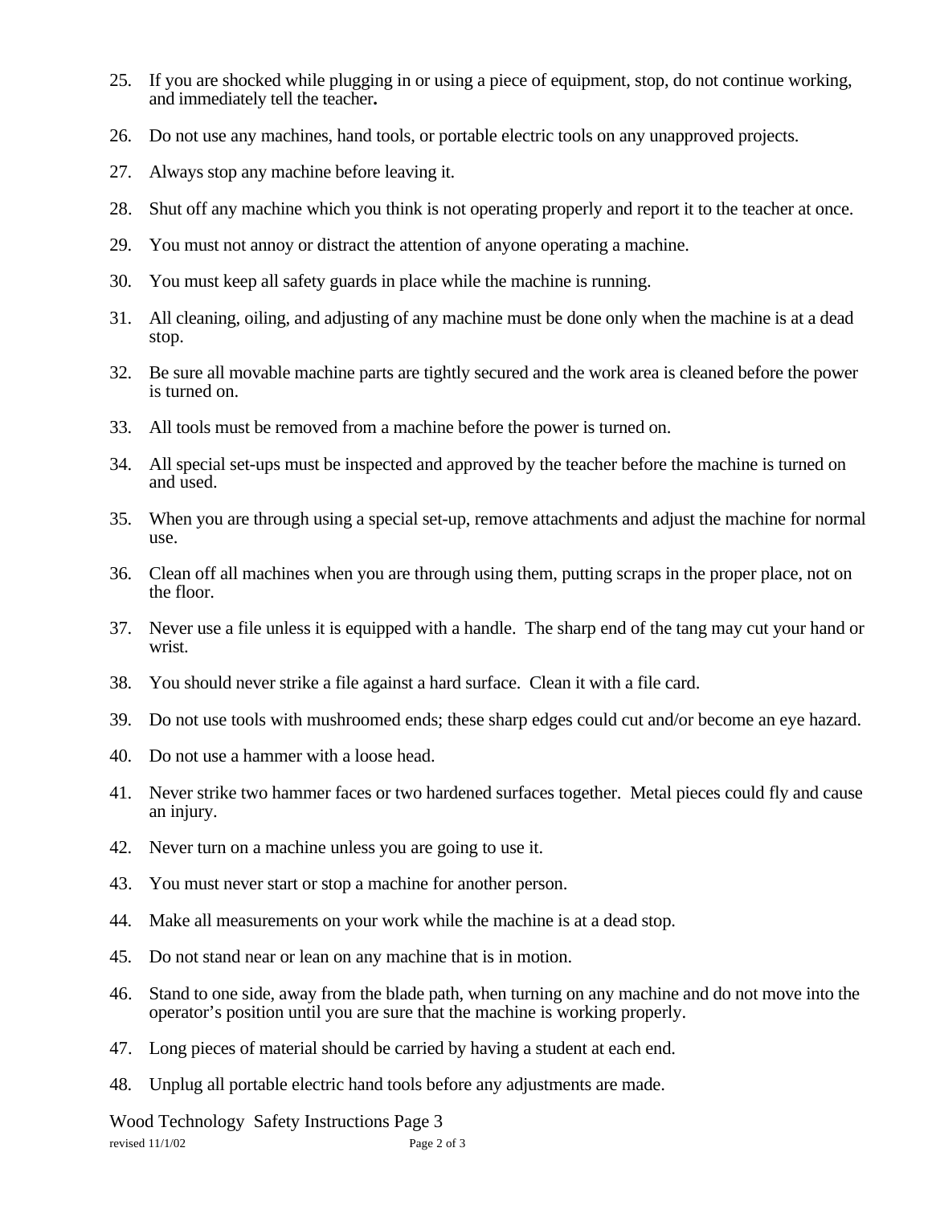25. If you are shocked while plugging in or using a piece of equipment, stop, do not continue working, and immediately tell the teacher**.**

26. Do not use any machines, hand tools, or portable electric tools on any unapproved projects.

27. Always stop any machine before leaving it.

28. Shut off any machine which you think is not operating properly and report it to the teacher at once.

29. You must not annoy or distract the attention of anyone operating a machine.

30. You must keep all safety guards in place while the machine is running.

31. All cleaning, oiling, and adjusting of any machine must be done only when the machine is at a dead stop.

32. Be sure all movable machine parts are tightly secured and the work area is cleaned before the power is turned on.

33. All tools must be removed from a machine before the power is turned on.

34. All special set-ups must be inspected and approved by the teacher before the machine is turned on and used.

35. When you are through using a special set-up, remove attachments and adjust the machine for normal use.

36. Clean off all machines when you are through using them, putting scraps in the proper place, not on the floor.

37. Never use a file unless it is equipped with a handle. The sharp end of the tang may cut your hand or wrist.

38. You should never strike a file against a hard surface. Clean it with a file card.

39. Do not use tools with mushroomed ends; these sharp edges could cut and/or become an eye hazard.

40. Do not use a hammer with a loose head.

41. Never strike two hammer faces or two hardened surfaces together. Metal pieces could fly and cause an injury.

42. Never turn on a machine unless you are going to use it.

43. You must never start or stop a machine for another person.

44. Make all measurements on your work while the machine is at a dead stop.

45. Do not stand near or lean on any machine that is in motion.

46. Stand to one side, away from the blade path, when turning on any machine and do not move into the operator's position until you are sure that the machine is working properly.

47. Long pieces of material should be carried by having a student at each end.

48. Unplug all portable electric hand tools before any adjustments are made.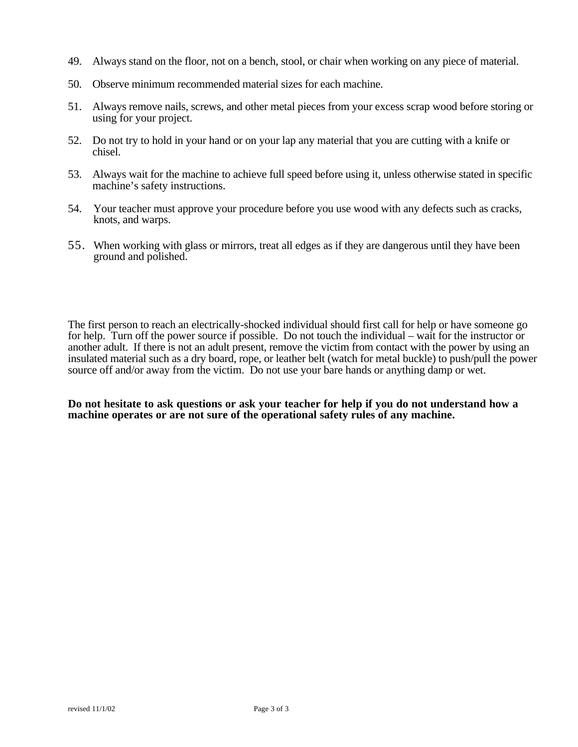49. Always stand on the floor, not on a bench, stool, or chair when working on any piece of material.

50. Observe minimum recommended material sizes for each machine.

51. Always remove nails, screws, and other metal pieces from your excess scrap wood before storing or using for your project.

52. Do not try to hold in your hand or on your lap any material that you are cutting with a knife or chisel.

53. Always wait for the machine to achieve full speed before using it, unless otherwise stated in specific machine's safety instructions.

54. Your teacher must approve your procedure before you use wood with any defects such as cracks, knots, and warps.

55. When working with glass or mirrors, treat all edges as if they are dangerous until they have been ground and polished.

The first person to reach an electrically-shocked individual should first call for help or have someone go for help. Turn off the power source if possible. Do not touch the individual – wait for the instructor or another adult. If there is not an adult present, remove the victim from contact with the power by using an insulated material such as a dry board, rope, or leather belt (watch for metal buckle) to push/pull the power source off and/or away from the victim. Do not use your bare hands or anything damp or wet.

**Do not hesitate to ask questions or ask your teacher for help if you do not understand how a machine operates or are not sure of the operational safety rules of any machine.**

revised 11/1/02